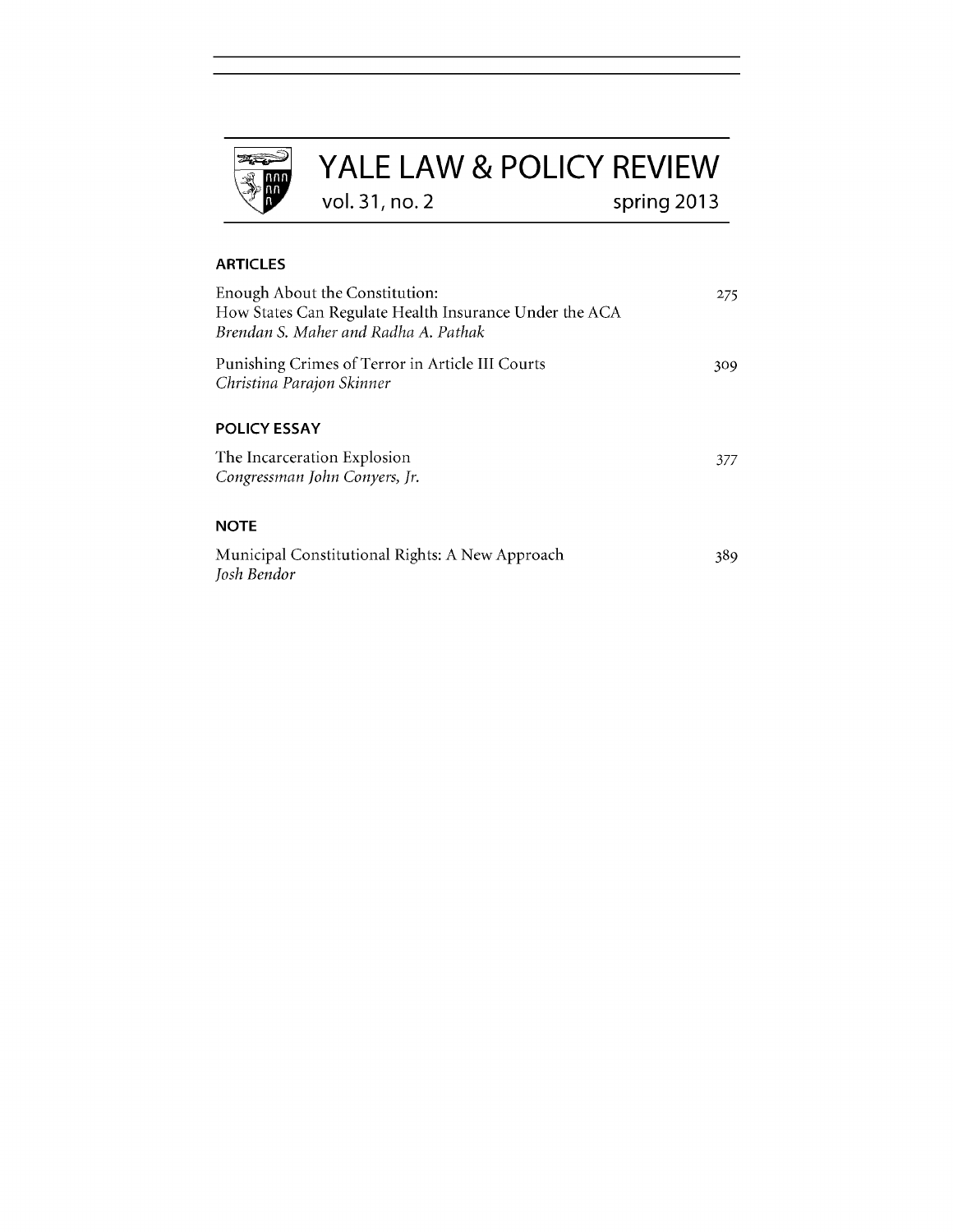# YALE LAW & POLICY REVIEW

vol. 31, no. 2 spring 2013

## ARTICLES

Enough About the Constitution: How States Can Regulate Health Insurance Under the ACA — 275
*Brendan S. Maher and Radha A. Pathak*

Punishing Crimes of Terror in Article III Courts — 309
*Christina Parajon Skinner*

## POLICY ESSAY

The Incarceration Explosion — 377
*Congressman John Conyers, Jr.*

## NOTE

Municipal Constitutional Rights: A New Approach — 389
*Josh Bendor*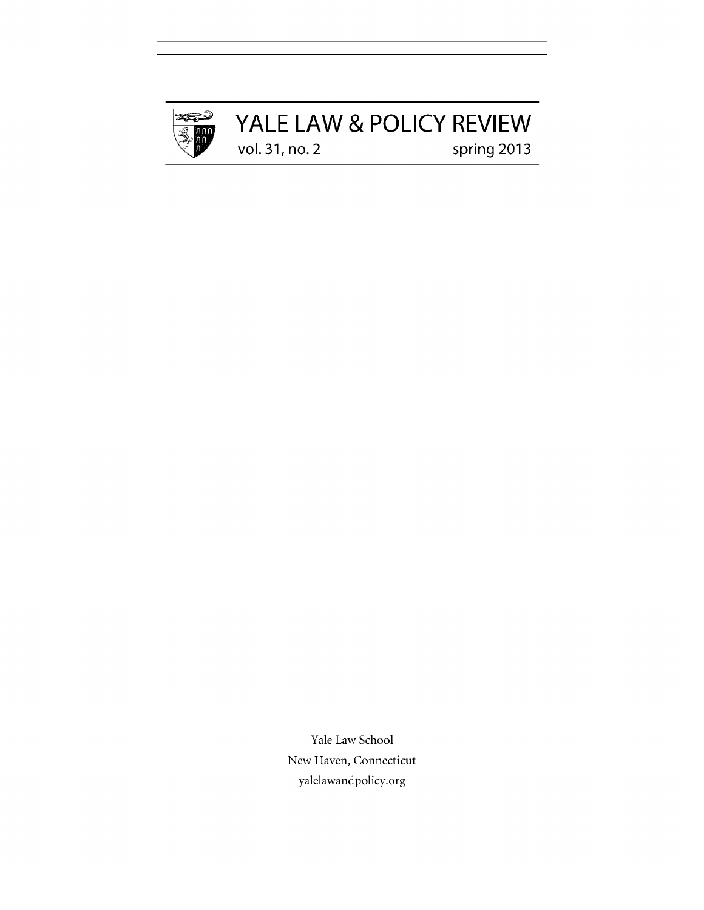# YALE LAW & POLICY REVIEW

vol. 31, no. 2 spring 2013

Yale Law School

New Haven, Connecticut

yalelawandpolicy.org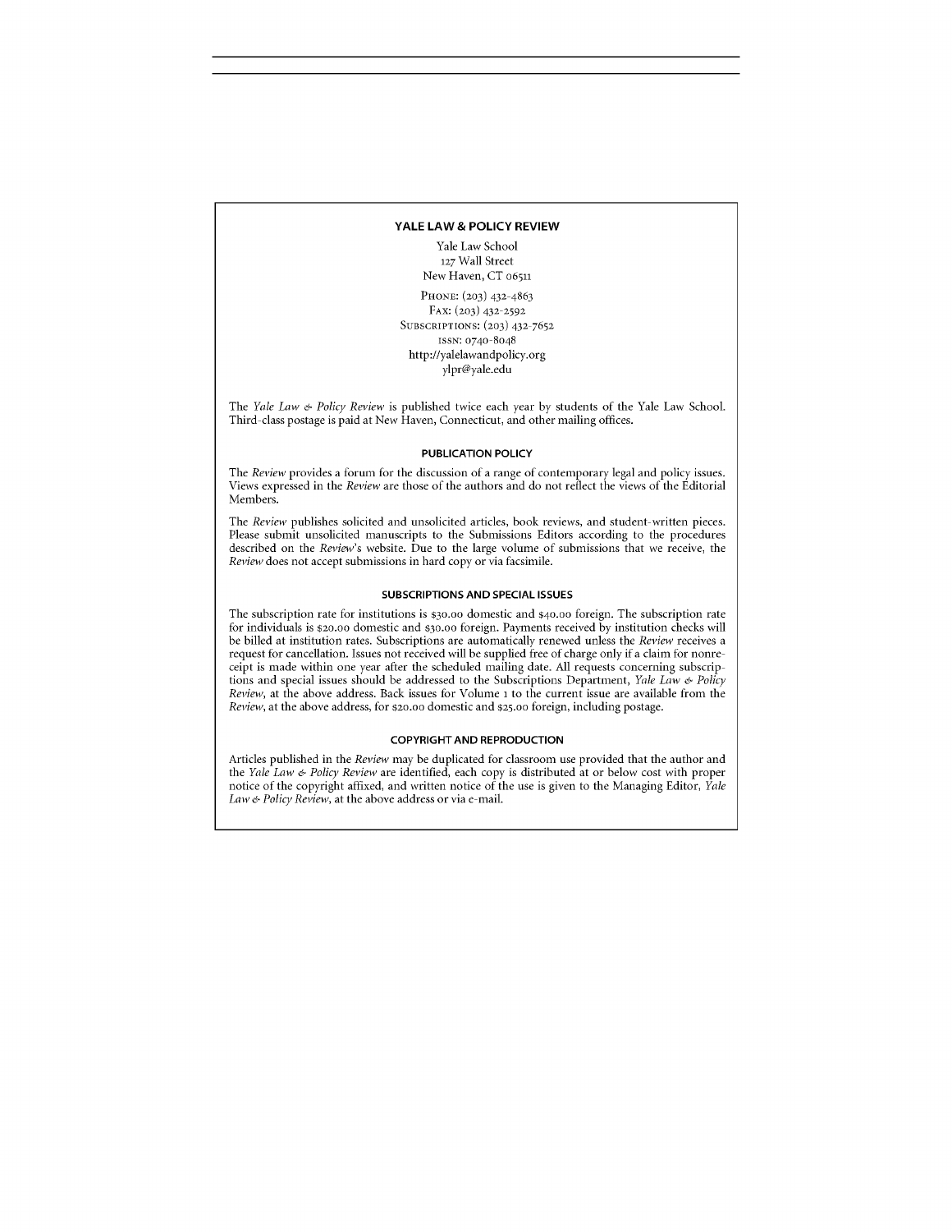## YALE LAW & POLICY REVIEW

Yale Law School
127 Wall Street
New Haven, CT 06511

PHONE: (203) 432-4863
FAX: (203) 432-2592
SUBSCRIPTIONS: (203) 432-7652
ISSN: 0740-8048
http://yalelawandpolicy.org
ylpr@yale.edu

The *Yale Law & Policy Review* is published twice each year by students of the Yale Law School. Third-class postage is paid at New Haven, Connecticut, and other mailing offices.

### PUBLICATION POLICY

The *Review* provides a forum for the discussion of a range of contemporary legal and policy issues. Views expressed in the *Review* are those of the authors and do not reflect the views of the Editorial Members.

The *Review* publishes solicited and unsolicited articles, book reviews, and student-written pieces. Please submit unsolicited manuscripts to the Submissions Editors according to the procedures described on the *Review*'s website. Due to the large volume of submissions that we receive, the *Review* does not accept submissions in hard copy or via facsimile.

### SUBSCRIPTIONS AND SPECIAL ISSUES

The subscription rate for institutions is $30.00 domestic and $40.00 foreign. The subscription rate for individuals is $20.00 domestic and $30.00 foreign. Payments received by institution checks will be billed at institution rates. Subscriptions are automatically renewed unless the *Review* receives a request for cancellation. Issues not received will be supplied free of charge only if a claim for nonreceipt is made within one year after the scheduled mailing date. All requests concerning subscriptions and special issues should be addressed to the Subscriptions Department, *Yale Law & Policy Review*, at the above address. Back issues for Volume 1 to the current issue are available from the *Review*, at the above address, for $20.00 domestic and $25.00 foreign, including postage.

### COPYRIGHT AND REPRODUCTION

Articles published in the *Review* may be duplicated for classroom use provided that the author and the *Yale Law & Policy Review* are identified, each copy is distributed at or below cost with proper notice of the copyright affixed, and written notice of the use is given to the Managing Editor, *Yale Law & Policy Review*, at the above address or via e-mail.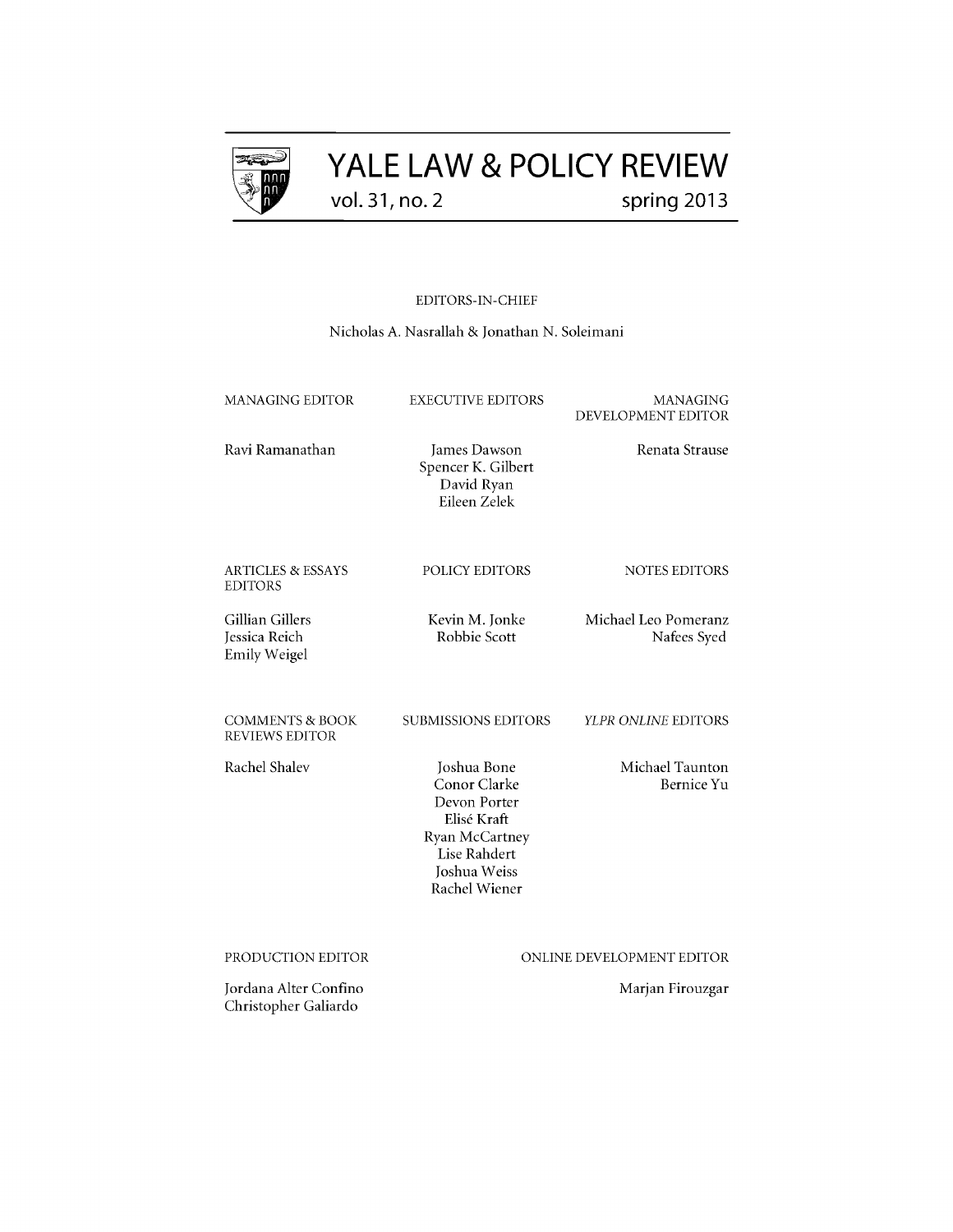# YALE LAW & POLICY REVIEW

vol. 31, no. 2 spring 2013

EDITORS-IN-CHIEF

Nicholas A. Nasrallah & Jonathan N. Soleimani

MANAGING EDITOR

Ravi Ramanathan

EXECUTIVE EDITORS

James Dawson
Spencer K. Gilbert
David Ryan
Eileen Zelek

MANAGING DEVELOPMENT EDITOR

Renata Strause

ARTICLES & ESSAYS EDITORS

Gillian Gillers
Jessica Reich
Emily Weigel

POLICY EDITORS

Kevin M. Jonke
Robbie Scott

NOTES EDITORS

Michael Leo Pomeranz
Nafees Syed

COMMENTS & BOOK REVIEWS EDITOR

Rachel Shalev

SUBMISSIONS EDITORS

Joshua Bone
Conor Clarke
Devon Porter
Elisé Kraft
Ryan McCartney
Lise Rahdert
Joshua Weiss
Rachel Wiener

*YLPR ONLINE* EDITORS

Michael Taunton
Bernice Yu

PRODUCTION EDITOR

Jordana Alter Confino
Christopher Galiardo

ONLINE DEVELOPMENT EDITOR

Marjan Firouzgar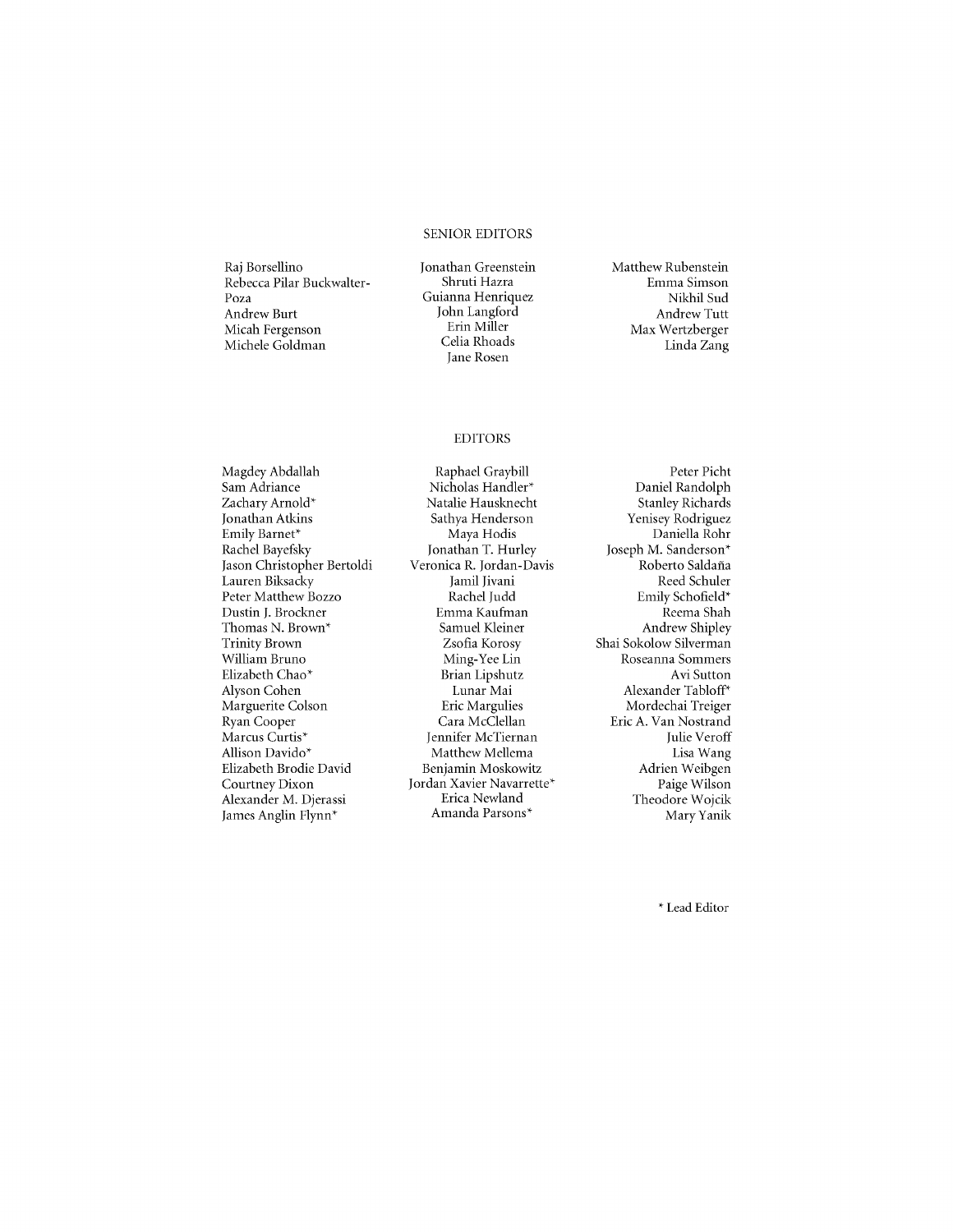## SENIOR EDITORS

Raj Borsellino
Rebecca Pilar Buckwalter-Poza
Andrew Burt
Micah Fergenson
Michele Goldman
Jonathan Greenstein
Shruti Hazra
Guianna Henriquez
John Langford
Erin Miller
Celia Rhoads
Jane Rosen
Matthew Rubenstein
Emma Simson
Nikhil Sud
Andrew Tutt
Max Wertzberger
Linda Zang

## EDITORS

Magdey Abdallah
Sam Adriance
Zachary Arnold*
Jonathan Atkins
Emily Barnet*
Rachel Bayefsky
Jason Christopher Bertoldi
Lauren Biksacky
Peter Matthew Bozzo
Dustin J. Brockner
Thomas N. Brown*
Trinity Brown
William Bruno
Elizabeth Chao*
Alyson Cohen
Marguerite Colson
Ryan Cooper
Marcus Curtis*
Allison Davido*
Elizabeth Brodie David
Courtney Dixon
Alexander M. Djerassi
James Anglin Flynn*
Raphael Graybill
Nicholas Handler*
Natalie Hausknecht
Sathya Henderson
Maya Hodis
Jonathan T. Hurley
Veronica R. Jordan-Davis
Jamil Jivani
Rachel Judd
Emma Kaufman
Samuel Kleiner
Zsofia Korosy
Ming-Yee Lin
Brian Lipshutz
Lunar Mai
Eric Margulies
Cara McClellan
Jennifer McTiernan
Matthew Mellema
Benjamin Moskowitz
Jordan Xavier Navarrette*
Erica Newland
Amanda Parsons*
Peter Picht
Daniel Randolph
Stanley Richards
Yenisey Rodriguez
Daniella Rohr
Joseph M. Sanderson*
Roberto Saldaña
Reed Schuler
Emily Schofield*
Reema Shah
Andrew Shipley
Shai Sokolow Silverman
Roseanna Sommers
Avi Sutton
Alexander Tabloff*
Mordechai Treiger
Eric A. Van Nostrand
Julie Veroff
Lisa Wang
Adrien Weibgen
Paige Wilson
Theodore Wojcik
Mary Yanik

\* Lead Editor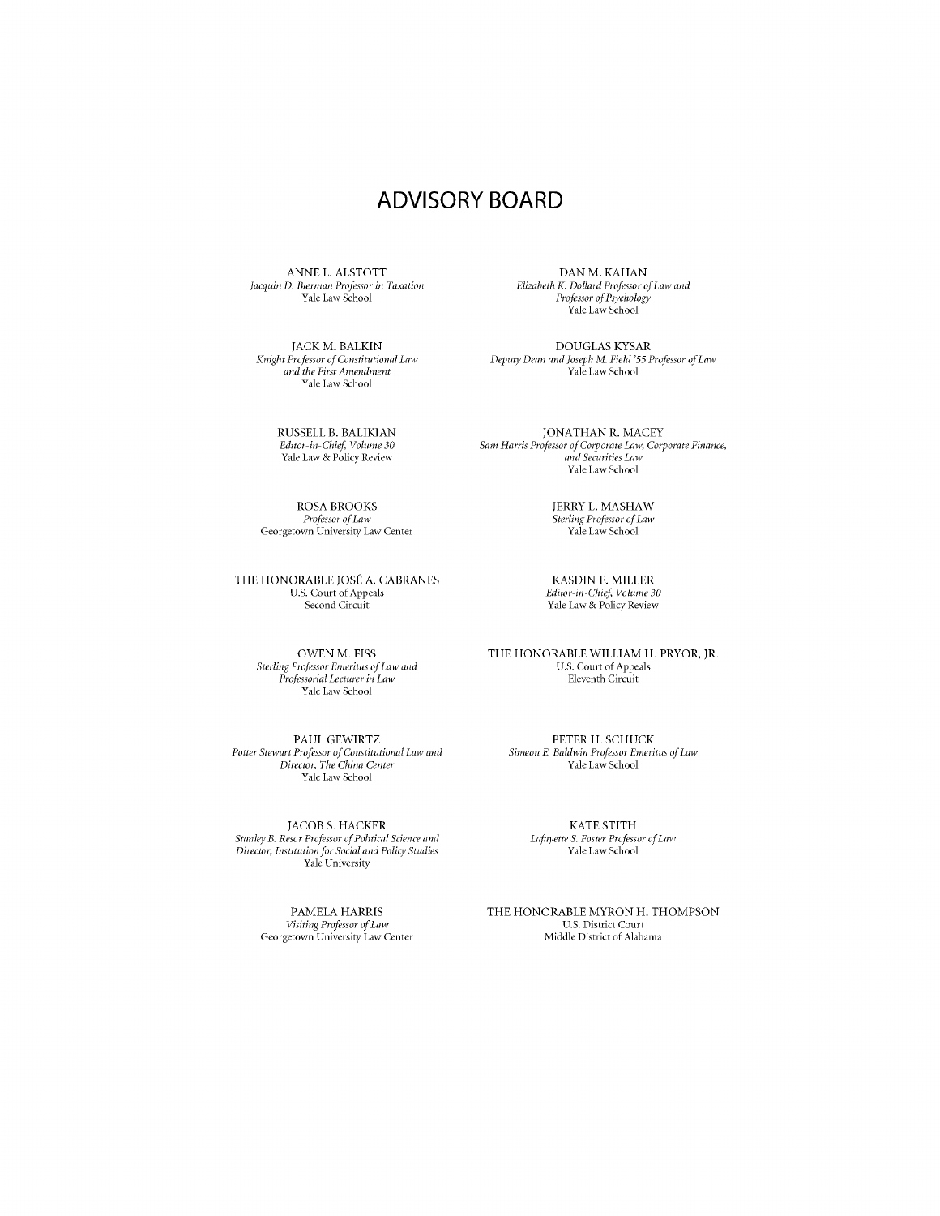# ADVISORY BOARD

ANNE L. ALSTOTT
*Jacquin D. Bierman Professor in Taxation*
Yale Law School

JACK M. BALKIN
*Knight Professor of Constitutional Law and the First Amendment*
Yale Law School

RUSSELL B. BALIKIAN
*Editor-in-Chief, Volume 30*
Yale Law & Policy Review

ROSA BROOKS
*Professor of Law*
Georgetown University Law Center

THE HONORABLE JOSÉ A. CABRANES
U.S. Court of Appeals
Second Circuit

OWEN M. FISS
*Sterling Professor Emeritus of Law and Professorial Lecturer in Law*
Yale Law School

PAUL GEWIRTZ
*Potter Stewart Professor of Constitutional Law and Director, The China Center*
Yale Law School

JACOB S. HACKER
*Stanley B. Resor Professor of Political Science and Director, Institution for Social and Policy Studies*
Yale University

PAMELA HARRIS
*Visiting Professor of Law*
Georgetown University Law Center

DAN M. KAHAN
*Elizabeth K. Dollard Professor of Law and Professor of Psychology*
Yale Law School

DOUGLAS KYSAR
*Deputy Dean and Joseph M. Field '55 Professor of Law*
Yale Law School

JONATHAN R. MACEY
*Sam Harris Professor of Corporate Law, Corporate Finance, and Securities Law*
Yale Law School

JERRY L. MASHAW
*Sterling Professor of Law*
Yale Law School

KASDIN E. MILLER
*Editor-in-Chief, Volume 30*
Yale Law & Policy Review

THE HONORABLE WILLIAM H. PRYOR, JR.
U.S. Court of Appeals
Eleventh Circuit

PETER H. SCHUCK
*Simeon E. Baldwin Professor Emeritus of Law*
Yale Law School

KATE STITH
*Lafayette S. Foster Professor of Law*
Yale Law School

THE HONORABLE MYRON H. THOMPSON
U.S. District Court
Middle District of Alabama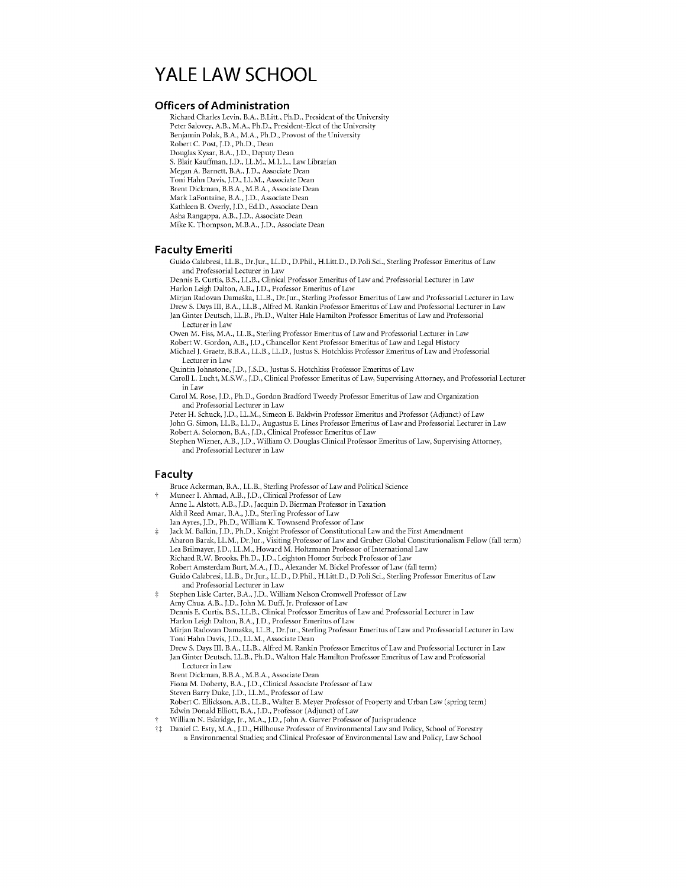# YALE LAW SCHOOL

## Officers of Administration

Richard Charles Levin, B.A., B.Litt., Ph.D., President of the University
Peter Salovey, A.B., M.A., Ph.D., President-Elect of the University
Benjamin Polak, B.A., M.A., Ph.D., Provost of the University
Robert C. Post, J.D., Ph.D., Dean
Douglas Kysar, B.A., J.D., Deputy Dean
S. Blair Kauffman, J.D., LL.M., M.L.L., Law Librarian
Megan A. Barnett, B.A., J.D., Associate Dean
Toni Hahn Davis, J.D., LL.M., Associate Dean
Brent Dickman, B.B.A., M.B.A., Associate Dean
Mark LaFontaine, B.A., J.D., Associate Dean
Kathleen B. Overly, J.D., Ed.D., Associate Dean
Asha Rangappa, A.B., J.D., Associate Dean
Mike K. Thompson, M.B.A., J.D., Associate Dean

## Faculty Emeriti

Guido Calabresi, LL.B., Dr.Jur., LL.D., D.Phil., H.Litt.D., D.Poli.Sci., Sterling Professor Emeritus of Law and Professorial Lecturer in Law
Dennis E. Curtis, B.S., LL.B., Clinical Professor Emeritus of Law and Professorial Lecturer in Law
Harlon Leigh Dalton, A.B., J.D., Professor Emeritus of Law
Mirjan Radovan Damaška, LL.B., Dr.Jur., Sterling Professor Emeritus of Law and Professorial Lecturer in Law
Drew S. Days III, B.A., LL.B., Alfred M. Rankin Professor Emeritus of Law and Professorial Lecturer in Law
Jan Ginter Deutsch, LL.B., Ph.D., Walter Hale Hamilton Professor Emeritus of Law and Professorial Lecturer in Law
Owen M. Fiss, M.A., LL.B., Sterling Professor Emeritus of Law and Professorial Lecturer in Law
Robert W. Gordon, A.B., J.D., Chancellor Kent Professor Emeritus of Law and Legal History
Michael J. Graetz, B.B.A., LL.B., LL.D., Justus S. Hotchkiss Professor Emeritus of Law and Professorial Lecturer in Law
Quintin Johnstone, J.D., J.S.D., Justus S. Hotchkiss Professor Emeritus of Law
Caroll L. Lucht, M.S.W., J.D., Clinical Professor Emeritus of Law, Supervising Attorney, and Professorial Lecturer in Law
Carol M. Rose, J.D., Ph.D., Gordon Bradford Tweedy Professor Emeritus of Law and Organization and Professorial Lecturer in Law
Peter H. Schuck, J.D., LL.M., Simeon E. Baldwin Professor Emeritus and Professor (Adjunct) of Law
John G. Simon, LL.B., LL.D., Augustus E. Lines Professor Emeritus of Law and Professorial Lecturer in Law
Robert A. Solomon, B.A., J.D., Clinical Professor Emeritus of Law
Stephen Wizner, A.B., J.D., William O. Douglas Clinical Professor Emeritus of Law, Supervising Attorney, and Professorial Lecturer in Law

## Faculty

Bruce Ackerman, B.A., LL.B., Sterling Professor of Law and Political Science
† Muneer I. Ahmad, A.B., J.D., Clinical Professor of Law
Anne L. Alstott, A.B., J.D., Jacquin D. Bierman Professor in Taxation
Akhil Reed Amar, B.A., J.D., Sterling Professor of Law
Ian Ayres, J.D., Ph.D., William K. Townsend Professor of Law
‡ Jack M. Balkin, J.D., Ph.D., Knight Professor of Constitutional Law and the First Amendment
Aharon Barak, LL.M., Dr.Jur., Visiting Professor of Law and Gruber Global Constitutionalism Fellow (fall term)
Lea Brilmayer, J.D., LL.M., Howard M. Holtzmann Professor of International Law
Richard R.W. Brooks, Ph.D., J.D., Leighton Homer Surbeck Professor of Law
Robert Amsterdam Burt, M.A., J.D., Alexander M. Bickel Professor of Law (fall term)
Guido Calabresi, LL.B., Dr.Jur., LL.D., D.Phil., H.Litt.D., D.Poli.Sci., Sterling Professor Emeritus of Law and Professorial Lecturer in Law
‡ Stephen Lisle Carter, B.A., J.D., William Nelson Cromwell Professor of Law
Amy Chua, A.B., J.D., John M. Duff, Jr. Professor of Law
Dennis E. Curtis, B.S., LL.B., Clinical Professor Emeritus of Law and Professorial Lecturer in Law
Harlon Leigh Dalton, B.A., J.D., Professor Emeritus of Law
Mirjan Radovan Damaška, LL.B., Dr.Jur., Sterling Professor Emeritus of Law and Professorial Lecturer in Law
Toni Hahn Davis, J.D., LL.M., Associate Dean
Drew S. Days III, B.A., LL.B., Alfred M. Rankin Professor Emeritus of Law and Professorial Lecturer in Law
Jan Ginter Deutsch, LL.B., Ph.D., Walton Hale Hamilton Professor Emeritus of Law and Professorial Lecturer in Law
Brent Dickman, B.B.A., M.B.A., Associate Dean
Fiona M. Doherty, B.A., J.D., Clinical Associate Professor of Law
Steven Barry Duke, J.D., LL.M., Professor of Law
Robert C. Ellickson, A.B., LL.B., Walter E. Meyer Professor of Property and Urban Law (spring term)
Edwin Donald Elliott, B.A., J.D., Professor (Adjunct) of Law
† William N. Eskridge, Jr., M.A., J.D., John A. Garver Professor of Jurisprudence
†‡ Daniel C. Esty, M.A., J.D., Hillhouse Professor of Environmental Law and Policy, School of Forestry & Environmental Studies; and Clinical Professor of Environmental Law and Policy, Law School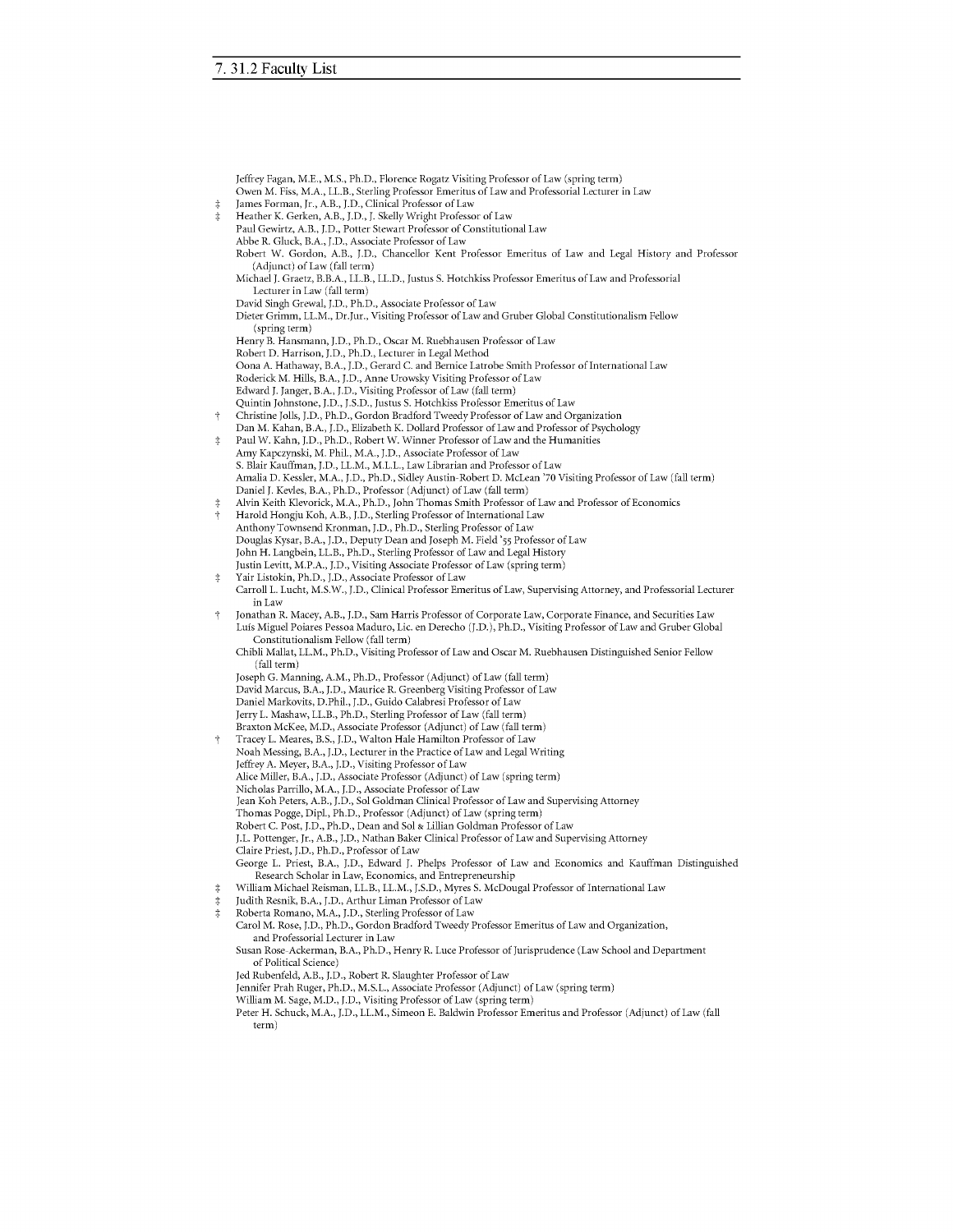## 7. 31.2 Faculty List

Jeffrey Fagan, M.E., M.S., Ph.D., Florence Rogatz Visiting Professor of Law (spring term)
Owen M. Fiss, M.A., LL.B., Sterling Professor Emeritus of Law and Professorial Lecturer in Law
‡ James Forman, Jr., A.B., J.D., Clinical Professor of Law
‡ Heather K. Gerken, A.B., J.D., J. Skelly Wright Professor of Law
Paul Gewirtz, A.B., J.D., Potter Stewart Professor of Constitutional Law
Abbe R. Gluck, B.A., J.D., Associate Professor of Law
Robert W. Gordon, A.B., J.D., Chancellor Kent Professor Emeritus of Law and Legal History and Professor (Adjunct) of Law (fall term)
Michael J. Graetz, B.B.A., LL.B., LL.D., Justus S. Hotchkiss Professor Emeritus of Law and Professorial Lecturer in Law (fall term)
David Singh Grewal, J.D., Ph.D., Associate Professor of Law
Dieter Grimm, LL.M., Dr.Jur., Visiting Professor of Law and Gruber Global Constitutionalism Fellow (spring term)
Henry B. Hansmann, J.D., Ph.D., Oscar M. Ruebhausen Professor of Law
Robert D. Harrison, J.D., Ph.D., Lecturer in Legal Method
Oona A. Hathaway, B.A., J.D., Gerard C. and Bernice Latrobe Smith Professor of International Law
Roderick M. Hills, B.A., J.D., Anne Urowsky Visiting Professor of Law
Edward J. Janger, B.A., J.D., Visiting Professor of Law (fall term)
Quintin Johnstone, J.D., J.S.D., Justus S. Hotchkiss Professor Emeritus of Law
† Christine Jolls, J.D., Ph.D., Gordon Bradford Tweedy Professor of Law and Organization
Dan M. Kahan, B.A., J.D., Elizabeth K. Dollard Professor of Law and Professor of Psychology
‡ Paul W. Kahn, J.D., Ph.D., Robert W. Winner Professor of Law and the Humanities
Amy Kapczynski, M. Phil., M.A., J.D., Associate Professor of Law
S. Blair Kauffman, J.D., LL.M., M.L.L., Law Librarian and Professor of Law
Amalia D. Kessler, M.A., J.D., Ph.D., Sidley Austin-Robert D. McLean '70 Visiting Professor of Law (fall term)
Daniel J. Kevles, B.A., Ph.D., Professor (Adjunct) of Law (fall term)
‡ Alvin Keith Klevorick, M.A., Ph.D., John Thomas Smith Professor of Law and Professor of Economics
† Harold Hongju Koh, A.B., J.D., Sterling Professor of International Law
Anthony Townsend Kronman, J.D., Ph.D., Sterling Professor of Law
Douglas Kysar, B.A., J.D., Deputy Dean and Joseph M. Field '55 Professor of Law
John H. Langbein, LL.B., Ph.D., Sterling Professor of Law and Legal History
Justin Levitt, M.P.A., J.D., Visiting Associate Professor of Law (spring term)
‡ Yair Listokin, Ph.D., J.D., Associate Professor of Law
Carroll L. Lucht, M.S.W., J.D., Clinical Professor Emeritus of Law, Supervising Attorney, and Professorial Lecturer in Law
† Jonathan R. Macey, A.B., J.D., Sam Harris Professor of Corporate Law, Corporate Finance, and Securities Law
Luís Miguel Poiares Pessoa Maduro, Lic. en Derecho (J.D.), Ph.D., Visiting Professor of Law and Gruber Global Constitutionalism Fellow (fall term)
Chibli Mallat, LL.M., Ph.D., Visiting Professor of Law and Oscar M. Ruebhausen Distinguished Senior Fellow (fall term)
Joseph G. Manning, A.M., Ph.D., Professor (Adjunct) of Law (fall term)
David Marcus, B.A., J.D., Maurice R. Greenberg Visiting Professor of Law
Daniel Markovits, D.Phil., J.D., Guido Calabresi Professor of Law
Jerry L. Mashaw, LL.B., Ph.D., Sterling Professor of Law (fall term)
Braxton McKee, M.D., Associate Professor (Adjunct) of Law (fall term)
† Tracey L. Meares, B.S., J.D., Walton Hale Hamilton Professor of Law
Noah Messing, B.A., J.D., Lecturer in the Practice of Law and Legal Writing
Jeffrey A. Meyer, B.A., J.D., Visiting Professor of Law
Alice Miller, B.A., J.D., Associate Professor (Adjunct) of Law (spring term)
Nicholas Parrillo, M.A., J.D., Associate Professor of Law
Jean Koh Peters, A.B., J.D., Sol Goldman Clinical Professor of Law and Supervising Attorney
Thomas Pogge, Dipl., Ph.D., Professor (Adjunct) of Law (spring term)
Robert C. Post, J.D., Ph.D., Dean and Sol & Lillian Goldman Professor of Law
J.L. Pottenger, Jr., A.B., J.D., Nathan Baker Clinical Professor of Law and Supervising Attorney
Claire Priest, J.D., Ph.D., Professor of Law
George L. Priest, B.A., J.D., Edward J. Phelps Professor of Law and Economics and Kauffman Distinguished Research Scholar in Law, Economics, and Entrepreneurship
‡ William Michael Reisman, LL.B., LL.M., J.S.D., Myres S. McDougal Professor of International Law
‡ Judith Resnik, B.A., J.D., Arthur Liman Professor of Law
‡ Roberta Romano, M.A., J.D., Sterling Professor of Law
Carol M. Rose, J.D., Ph.D., Gordon Bradford Tweedy Professor Emeritus of Law and Organization, and Professorial Lecturer in Law
Susan Rose-Ackerman, B.A., Ph.D., Henry R. Luce Professor of Jurisprudence (Law School and Department of Political Science)
Jed Rubenfeld, A.B., J.D., Robert R. Slaughter Professor of Law
Jennifer Prah Ruger, Ph.D., M.S.L., Associate Professor (Adjunct) of Law (spring term)
William M. Sage, M.D., J.D., Visiting Professor of Law (spring term)
Peter H. Schuck, M.A., J.D., LL.M., Simeon E. Baldwin Professor Emeritus and Professor (Adjunct) of Law (fall term)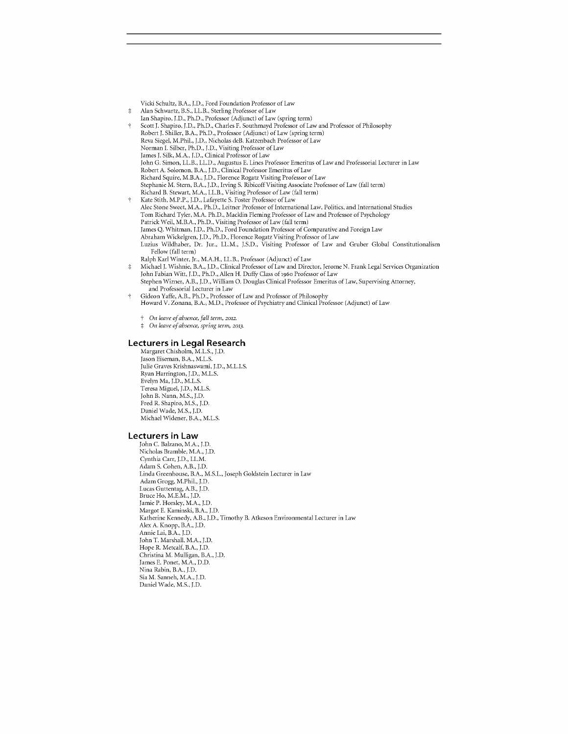Vicki Schultz, B.A., J.D., Ford Foundation Professor of Law
‡ Alan Schwartz, B.S., LL.B., Sterling Professor of Law
Ian Shapiro, J.D., Ph.D., Professor (Adjunct) of Law (spring term)
† Scott J. Shapiro, J.D., Ph.D., Charles F. Southmayd Professor of Law and Professor of Philosophy
Robert J. Shiller, B.A., Ph.D., Professor (Adjunct) of Law (spring term)
Reva Siegel, M.Phil., J.D., Nicholas deB. Katzenbach Professor of Law
Norman I. Silber, Ph.D., J.D., Visiting Professor of Law
James J. Silk, M.A., J.D., Clinical Professor of Law
John G. Simon, LL.B., LL.D., Augustus E. Lines Professor Emeritus of Law and Professorial Lecturer in Law
Robert A. Solomon, B.A., J.D., Clinical Professor Emeritus of Law
Richard Squire, M.B.A., J.D., Florence Rogatz Visiting Professor of Law
Stephanie M. Stern, B.A., J.D., Irving S. Ribicoff Visiting Associate Professor of Law (fall term)
Richard B. Stewart, M.A., LL.B., Visiting Professor of Law (fall term)
† Kate Stith, M.P.P., J.D., Lafayette S. Foster Professor of Law
Alec Stone Sweet, M.A., Ph.D., Leitner Professor of International Law, Politics, and International Studies
Tom Richard Tyler, M.A. Ph.D., Macklin Fleming Professor of Law and Professor of Psychology
Patrick Weil, M.B.A., Ph.D., Visiting Professor of Law (fall term)
James Q. Whitman, J.D., Ph.D., Ford Foundation Professor of Comparative and Foreign Law
Abraham Wickelgren, J.D., Ph.D., Florence Rogatz Visiting Professor of Law
Luzius Wildhaber, Dr. Jur., LL.M., J.S.D., Visiting Professor of Law and Gruber Global Constitutionalism Fellow (fall term)
Ralph Karl Winter, Jr., M.A.H., LL.B., Professor (Adjunct) of Law
‡ Michael J. Wishnie, B.A., J.D., Clinical Professor of Law and Director, Jerome N. Frank Legal Services Organization
John Fabian Witt, J.D., Ph.D., Allen H. Duffy Class of 1960 Professor of Law
Stephen Wizner, A.B., J.D., William O. Douglas Clinical Professor Emeritus of Law, Supervising Attorney, and Professorial Lecturer in Law
† Gideon Yaffe, A.B., Ph.D., Professor of Law and Professor of Philosophy
Howard V. Zonana, B.A., M.D., Professor of Psychiatry and Clinical Professor (Adjunct) of Law

† *On leave of absence, fall term, 2012.*
‡ *On leave of absence, spring term, 2013.*

## Lecturers in Legal Research

Margaret Chisholm, M.L.S., J.D.
Jason Eiseman, B.A., M.L.S.
Julie Graves Krishnaswami, J.D., M.L.I.S.
Ryan Harrington, J.D., M.L.S.
Evelyn Ma, J.D., M.L.S.
Teresa Miguel, J.D., M.L.S.
John B. Nann, M.S., J.D.
Fred R. Shapiro, M.S., J.D.
Daniel Wade, M.S., J.D.
Michael Widener, B.A., M.L.S.

## Lecturers in Law

John C. Balzano, M.A., J.D.
Nicholas Bramble, M.A., J.D.
Cynthia Carr, J.D., LL.M.
Adam S. Cohen, A.B., J.D.
Linda Greenhouse, B.A., M.S.L., Joseph Goldstein Lecturer in Law
Adam Grogg, M.Phil., J.D.
Lucas Guttentag, A.B., J.D.
Bruce Ho, M.E.M., J.D.
Jamie P. Horsley, M.A., J.D.
Margot E. Kaminski, B.A., J.D.
Katherine Kennedy, A.B., J.D., Timothy B. Atkeson Environmental Lecturer in Law
Alex A. Knopp, B.A., J.D.
Annie Lai, B.A., J.D.
John T. Marshall, M.A., J.D.
Hope R. Metcalf, B.A., J.D.
Christina M. Mulligan, B.A., J.D.
James E. Ponet, M.A., D.D.
Nina Rabin, B.A., J.D.
Sia M. Sanneh, M.A., J.D.
Daniel Wade, M.S., J.D.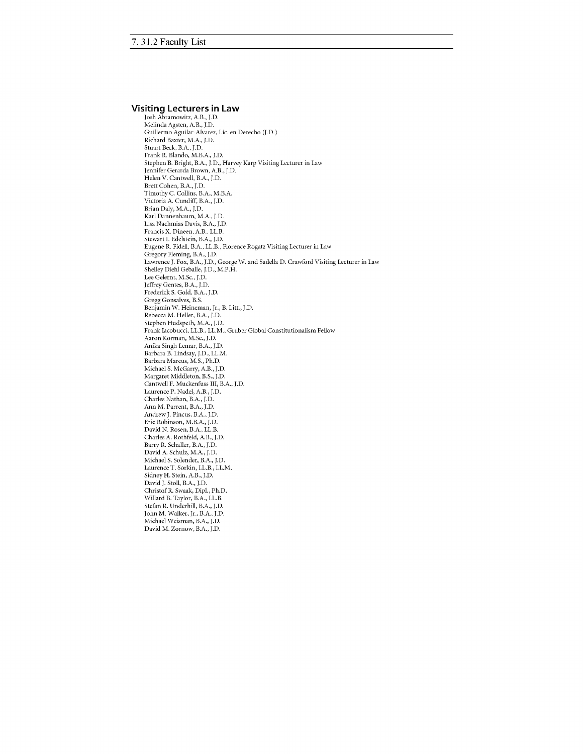## 7. 31.2 Faculty List

### Visiting Lecturers in Law

Josh Abramowitz, A.B., J.D.
Melinda Agsten, A.B., J.D.
Guillermo Aguilar-Alvarez, Lic. en Derecho (J.D.)
Richard Baxter, M.A., J.D.
Stuart Beck, B.A., J.D.
Frank R. Blando, M.B.A., J.D.
Stephen B. Bright, B.A., J.D., Harvey Karp Visiting Lecturer in Law
Jennifer Gerarda Brown, A.B., J.D.
Helen V. Cantwell, B.A., J.D.
Brett Cohen, B.A., J.D.
Timothy C. Collins, B.A., M.B.A.
Victoria A. Cundiff, B.A., J.D.
Brian Daly, M.A., J.D.
Karl Dannenbaum, M.A., J.D.
Lisa Nachmias Davis, B.A., J.D.
Francis X. Dineen, A.B., LL.B.
Stewart I. Edelstein, B.A., J.D.
Eugene R. Fidell, B.A., LL.B., Florence Rogatz Visiting Lecturer in Law
Gregory Fleming, B.A., J.D.
Lawrence J. Fox, B.A., J.D., George W. and Sadella D. Crawford Visiting Lecturer in Law
Shelley Diehl Geballe, J.D., M.P.H.
Lee Gelernt, M.Sc., J.D.
Jeffrey Gentes, B.A., J.D.
Frederick S. Gold, B.A., J.D.
Gregg Gonsalves, B.S.
Benjamin W. Heineman, Jr., B. Litt., J.D.
Rebecca M. Heller, B.A., J.D.
Stephen Hudspeth, M.A., J.D.
Frank Iacobucci, LL.B., LL.M., Gruber Global Constitutionalism Fellow
Aaron Korman, M.Sc., J.D.
Anika Singh Lemar, B.A., J.D.
Barbara B. Lindsay, J.D., LL.M.
Barbara Marcus, M.S., Ph.D.
Michael S. McGarry, A.B., J.D.
Margaret Middleton, B.S., J.D.
Cantwell F. Muckenfuss III, B.A., J.D.
Laurence P. Nadel, A.B., J.D.
Charles Nathan, B.A., J.D.
Ann M. Parrent, B.A., J.D.
Andrew J. Pincus, B.A., J.D.
Eric Robinson, M.B.A., J.D.
David N. Rosen, B.A., LL.B.
Charles A. Rothfeld, A.B., J.D.
Barry R. Schaller, B.A., J.D.
David A. Schulz, M.A., J.D.
Michael S. Solender, B.A., J.D.
Laurence T. Sorkin, LL.B., LL.M.
Sidney H. Stein, A.B., J.D.
David J. Stoll, B.A., J.D.
Christof R. Swaak, Dipl., Ph.D.
Willard B. Taylor, B.A., LL.B.
Stefan R. Underhill, B.A., J.D.
John M. Walker, Jr., B.A., J.D.
Michael Weisman, B.A., J.D.
David M. Zornow, B.A., J.D.